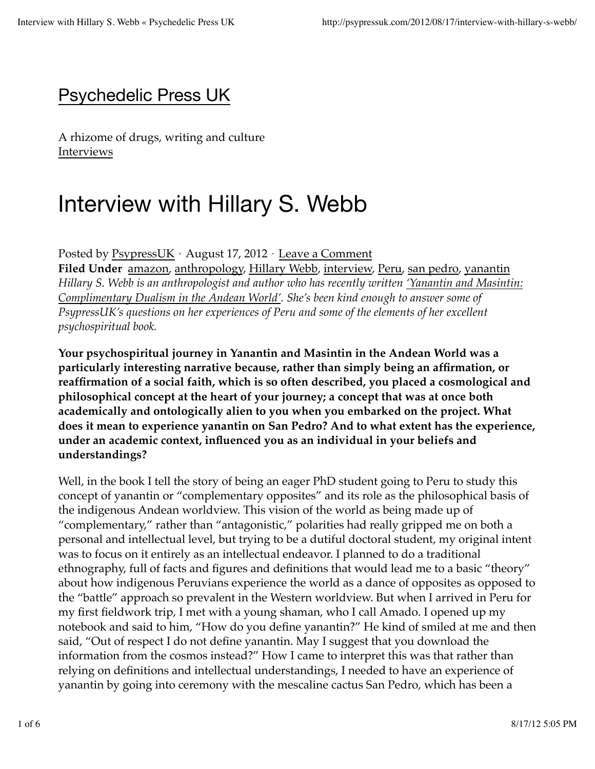## Psychedelic Press UK

A rhizome of drugs, writing and culture
Interviews

# Interview with Hillary S. Webb

Posted by PsypressUK · August 17, 2012 · Leave a Comment
**Filed Under** amazon, anthropology, Hillary Webb, interview, Peru, san pedro, yanantin
*Hillary S. Webb is an anthropologist and author who has recently written 'Yanantin and Masintin: Complimentary Dualism in the Andean World'. She's been kind enough to answer some of PsypressUK's questions on her experiences of Peru and some of the elements of her excellent psychospiritual book.*

**Your psychospiritual journey in Yanantin and Masintin in the Andean World was a particularly interesting narrative because, rather than simply being an affirmation, or reaffirmation of a social faith, which is so often described, you placed a cosmological and philosophical concept at the heart of your journey; a concept that was at once both academically and ontologically alien to you when you embarked on the project. What does it mean to experience yanantin on San Pedro? And to what extent has the experience, under an academic context, influenced you as an individual in your beliefs and understandings?**

Well, in the book I tell the story of being an eager PhD student going to Peru to study this concept of yanantin or "complementary opposites" and its role as the philosophical basis of the indigenous Andean worldview. This vision of the world as being made up of "complementary," rather than "antagonistic," polarities had really gripped me on both a personal and intellectual level, but trying to be a dutiful doctoral student, my original intent was to focus on it entirely as an intellectual endeavor. I planned to do a traditional ethnography, full of facts and figures and definitions that would lead me to a basic "theory" about how indigenous Peruvians experience the world as a dance of opposites as opposed to the "battle" approach so prevalent in the Western worldview. But when I arrived in Peru for my first fieldwork trip, I met with a young shaman, who I call Amado. I opened up my notebook and said to him, "How do you define yanantin?" He kind of smiled at me and then said, "Out of respect I do not define yanantin. May I suggest that you download the information from the cosmos instead?" How I came to interpret this was that rather than relying on definitions and intellectual understandings, I needed to have an experience of yanantin by going into ceremony with the mescaline cactus San Pedro, which has been a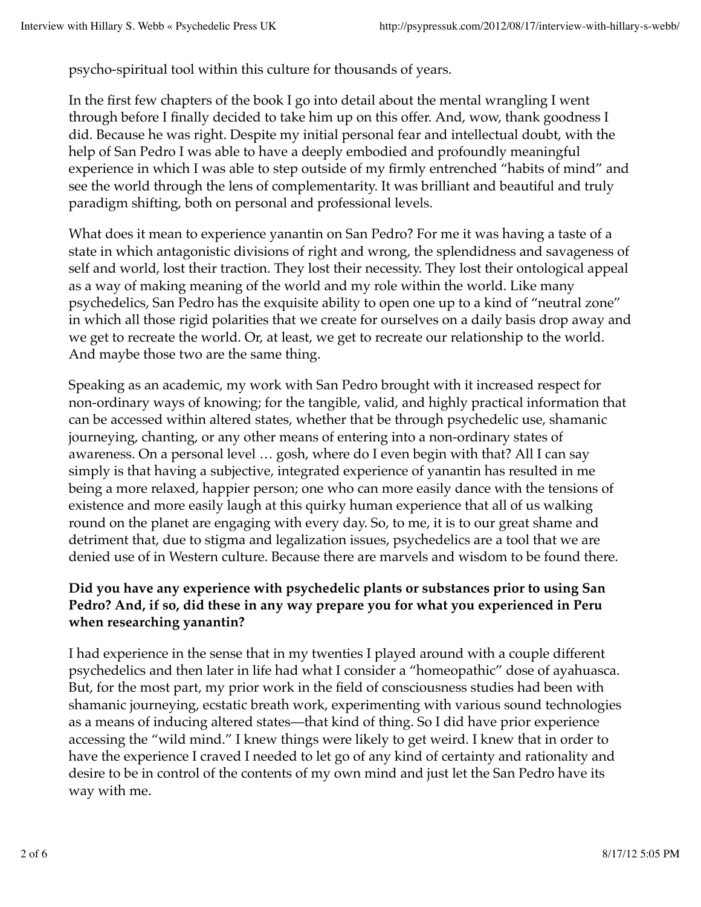psycho-spiritual tool within this culture for thousands of years.

In the first few chapters of the book I go into detail about the mental wrangling I went through before I finally decided to take him up on this offer. And, wow, thank goodness I did. Because he was right. Despite my initial personal fear and intellectual doubt, with the help of San Pedro I was able to have a deeply embodied and profoundly meaningful experience in which I was able to step outside of my firmly entrenched "habits of mind" and see the world through the lens of complementarity. It was brilliant and beautiful and truly paradigm shifting, both on personal and professional levels.

What does it mean to experience yanantin on San Pedro? For me it was having a taste of a state in which antagonistic divisions of right and wrong, the splendidness and savageness of self and world, lost their traction. They lost their necessity. They lost their ontological appeal as a way of making meaning of the world and my role within the world. Like many psychedelics, San Pedro has the exquisite ability to open one up to a kind of "neutral zone" in which all those rigid polarities that we create for ourselves on a daily basis drop away and we get to recreate the world. Or, at least, we get to recreate our relationship to the world. And maybe those two are the same thing.

Speaking as an academic, my work with San Pedro brought with it increased respect for non-ordinary ways of knowing; for the tangible, valid, and highly practical information that can be accessed within altered states, whether that be through psychedelic use, shamanic journeying, chanting, or any other means of entering into a non-ordinary states of awareness. On a personal level … gosh, where do I even begin with that? All I can say simply is that having a subjective, integrated experience of yanantin has resulted in me being a more relaxed, happier person; one who can more easily dance with the tensions of existence and more easily laugh at this quirky human experience that all of us walking round on the planet are engaging with every day. So, to me, it is to our great shame and detriment that, due to stigma and legalization issues, psychedelics are a tool that we are denied use of in Western culture. Because there are marvels and wisdom to be found there.

**Did you have any experience with psychedelic plants or substances prior to using San Pedro? And, if so, did these in any way prepare you for what you experienced in Peru when researching yanantin?**

I had experience in the sense that in my twenties I played around with a couple different psychedelics and then later in life had what I consider a "homeopathic" dose of ayahuasca. But, for the most part, my prior work in the field of consciousness studies had been with shamanic journeying, ecstatic breath work, experimenting with various sound technologies as a means of inducing altered states—that kind of thing. So I did have prior experience accessing the "wild mind." I knew things were likely to get weird. I knew that in order to have the experience I craved I needed to let go of any kind of certainty and rationality and desire to be in control of the contents of my own mind and just let the San Pedro have its way with me.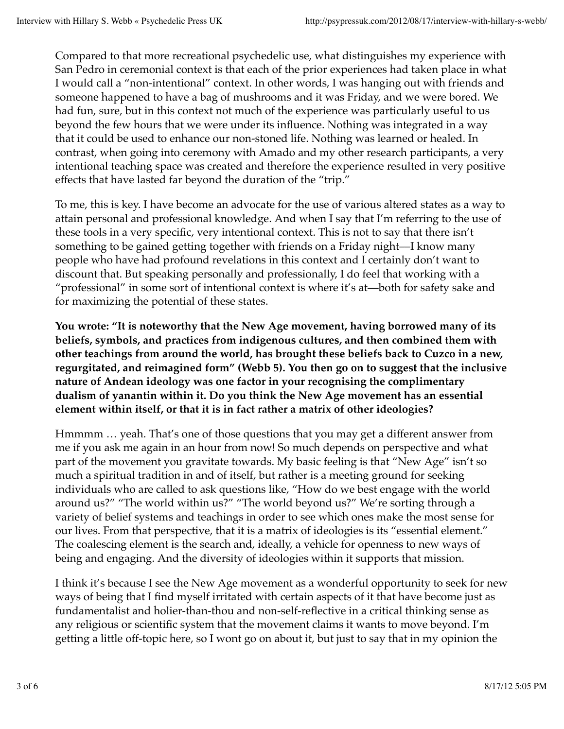Compared to that more recreational psychedelic use, what distinguishes my experience with San Pedro in ceremonial context is that each of the prior experiences had taken place in what I would call a "non-intentional" context. In other words, I was hanging out with friends and someone happened to have a bag of mushrooms and it was Friday, and we were bored. We had fun, sure, but in this context not much of the experience was particularly useful to us beyond the few hours that we were under its influence. Nothing was integrated in a way that it could be used to enhance our non-stoned life. Nothing was learned or healed. In contrast, when going into ceremony with Amado and my other research participants, a very intentional teaching space was created and therefore the experience resulted in very positive effects that have lasted far beyond the duration of the "trip."

To me, this is key. I have become an advocate for the use of various altered states as a way to attain personal and professional knowledge. And when I say that I'm referring to the use of these tools in a very specific, very intentional context. This is not to say that there isn't something to be gained getting together with friends on a Friday night—I know many people who have had profound revelations in this context and I certainly don't want to discount that. But speaking personally and professionally, I do feel that working with a "professional" in some sort of intentional context is where it's at—both for safety sake and for maximizing the potential of these states.

**You wrote: "It is noteworthy that the New Age movement, having borrowed many of its beliefs, symbols, and practices from indigenous cultures, and then combined them with other teachings from around the world, has brought these beliefs back to Cuzco in a new, regurgitated, and reimagined form" (Webb 5). You then go on to suggest that the inclusive nature of Andean ideology was one factor in your recognising the complimentary dualism of yanantin within it. Do you think the New Age movement has an essential element within itself, or that it is in fact rather a matrix of other ideologies?**

Hmmmm … yeah. That's one of those questions that you may get a different answer from me if you ask me again in an hour from now! So much depends on perspective and what part of the movement you gravitate towards. My basic feeling is that "New Age" isn't so much a spiritual tradition in and of itself, but rather is a meeting ground for seeking individuals who are called to ask questions like, "How do we best engage with the world around us?" "The world within us?" "The world beyond us?" We're sorting through a variety of belief systems and teachings in order to see which ones make the most sense for our lives. From that perspective, that it is a matrix of ideologies is its "essential element." The coalescing element is the search and, ideally, a vehicle for openness to new ways of being and engaging. And the diversity of ideologies within it supports that mission.

I think it's because I see the New Age movement as a wonderful opportunity to seek for new ways of being that I find myself irritated with certain aspects of it that have become just as fundamentalist and holier-than-thou and non-self-reflective in a critical thinking sense as any religious or scientific system that the movement claims it wants to move beyond. I'm getting a little off-topic here, so I wont go on about it, but just to say that in my opinion the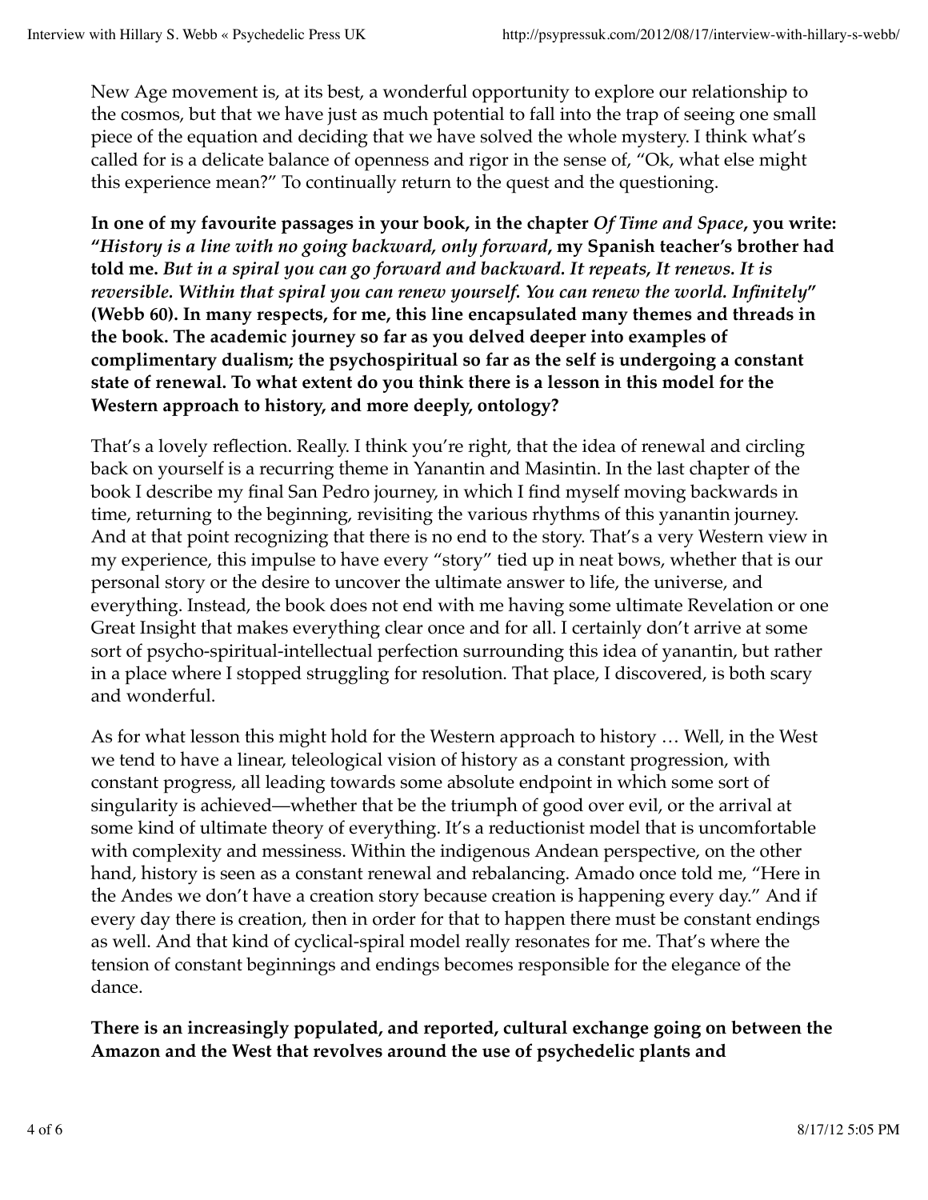New Age movement is, at its best, a wonderful opportunity to explore our relationship to the cosmos, but that we have just as much potential to fall into the trap of seeing one small piece of the equation and deciding that we have solved the whole mystery. I think what's called for is a delicate balance of openness and rigor in the sense of, "Ok, what else might this experience mean?" To continually return to the quest and the questioning.

**In one of my favourite passages in your book, in the chapter *Of Time and Space*, you write: "*History is a line with no going backward, only forward*, my Spanish teacher's brother had told me. *But in a spiral you can go forward and backward. It repeats, It renews. It is reversible. Within that spiral you can renew yourself. You can renew the world. Infinitely*" (Webb 60). In many respects, for me, this line encapsulated many themes and threads in the book. The academic journey so far as you delved deeper into examples of complimentary dualism; the psychospiritual so far as the self is undergoing a constant state of renewal. To what extent do you think there is a lesson in this model for the Western approach to history, and more deeply, ontology?**

That's a lovely reflection. Really. I think you're right, that the idea of renewal and circling back on yourself is a recurring theme in Yanantin and Masintin. In the last chapter of the book I describe my final San Pedro journey, in which I find myself moving backwards in time, returning to the beginning, revisiting the various rhythms of this yanantin journey. And at that point recognizing that there is no end to the story. That's a very Western view in my experience, this impulse to have every "story" tied up in neat bows, whether that is our personal story or the desire to uncover the ultimate answer to life, the universe, and everything. Instead, the book does not end with me having some ultimate Revelation or one Great Insight that makes everything clear once and for all. I certainly don't arrive at some sort of psycho-spiritual-intellectual perfection surrounding this idea of yanantin, but rather in a place where I stopped struggling for resolution. That place, I discovered, is both scary and wonderful.

As for what lesson this might hold for the Western approach to history … Well, in the West we tend to have a linear, teleological vision of history as a constant progression, with constant progress, all leading towards some absolute endpoint in which some sort of singularity is achieved—whether that be the triumph of good over evil, or the arrival at some kind of ultimate theory of everything. It's a reductionist model that is uncomfortable with complexity and messiness. Within the indigenous Andean perspective, on the other hand, history is seen as a constant renewal and rebalancing. Amado once told me, "Here in the Andes we don't have a creation story because creation is happening every day." And if every day there is creation, then in order for that to happen there must be constant endings as well. And that kind of cyclical-spiral model really resonates for me. That's where the tension of constant beginnings and endings becomes responsible for the elegance of the dance.

**There is an increasingly populated, and reported, cultural exchange going on between the Amazon and the West that revolves around the use of psychedelic plants and**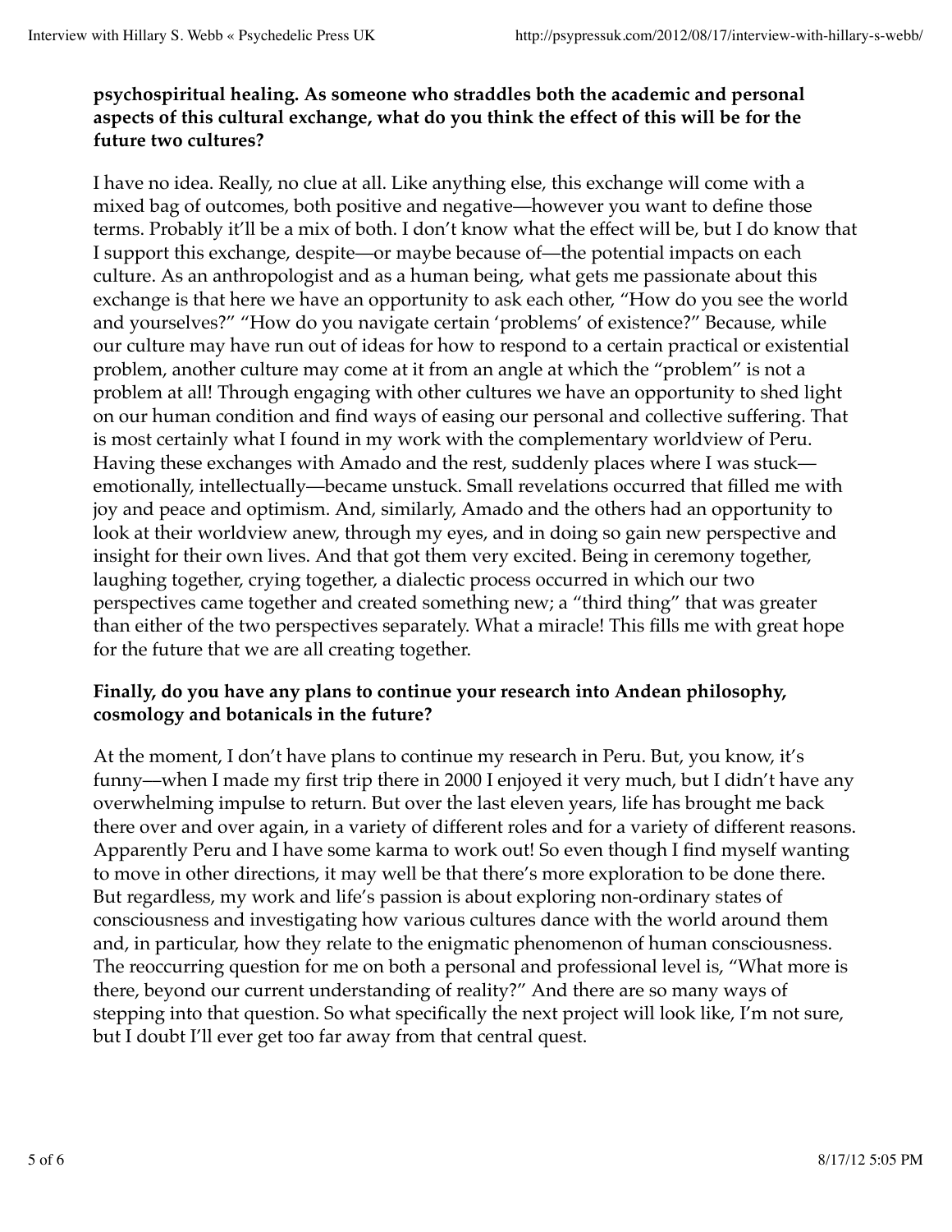**psychospiritual healing. As someone who straddles both the academic and personal aspects of this cultural exchange, what do you think the effect of this will be for the future two cultures?**

I have no idea. Really, no clue at all. Like anything else, this exchange will come with a mixed bag of outcomes, both positive and negative—however you want to define those terms. Probably it'll be a mix of both. I don't know what the effect will be, but I do know that I support this exchange, despite—or maybe because of—the potential impacts on each culture. As an anthropologist and as a human being, what gets me passionate about this exchange is that here we have an opportunity to ask each other, "How do you see the world and yourselves?" "How do you navigate certain 'problems' of existence?" Because, while our culture may have run out of ideas for how to respond to a certain practical or existential problem, another culture may come at it from an angle at which the "problem" is not a problem at all! Through engaging with other cultures we have an opportunity to shed light on our human condition and find ways of easing our personal and collective suffering. That is most certainly what I found in my work with the complementary worldview of Peru. Having these exchanges with Amado and the rest, suddenly places where I was stuck—emotionally, intellectually—became unstuck. Small revelations occurred that filled me with joy and peace and optimism. And, similarly, Amado and the others had an opportunity to look at their worldview anew, through my eyes, and in doing so gain new perspective and insight for their own lives. And that got them very excited. Being in ceremony together, laughing together, crying together, a dialectic process occurred in which our two perspectives came together and created something new; a "third thing" that was greater than either of the two perspectives separately. What a miracle! This fills me with great hope for the future that we are all creating together.

**Finally, do you have any plans to continue your research into Andean philosophy, cosmology and botanicals in the future?**

At the moment, I don't have plans to continue my research in Peru. But, you know, it's funny—when I made my first trip there in 2000 I enjoyed it very much, but I didn't have any overwhelming impulse to return. But over the last eleven years, life has brought me back there over and over again, in a variety of different roles and for a variety of different reasons. Apparently Peru and I have some karma to work out! So even though I find myself wanting to move in other directions, it may well be that there's more exploration to be done there. But regardless, my work and life's passion is about exploring non-ordinary states of consciousness and investigating how various cultures dance with the world around them and, in particular, how they relate to the enigmatic phenomenon of human consciousness. The reoccurring question for me on both a personal and professional level is, "What more is there, beyond our current understanding of reality?" And there are so many ways of stepping into that question. So what specifically the next project will look like, I'm not sure, but I doubt I'll ever get too far away from that central quest.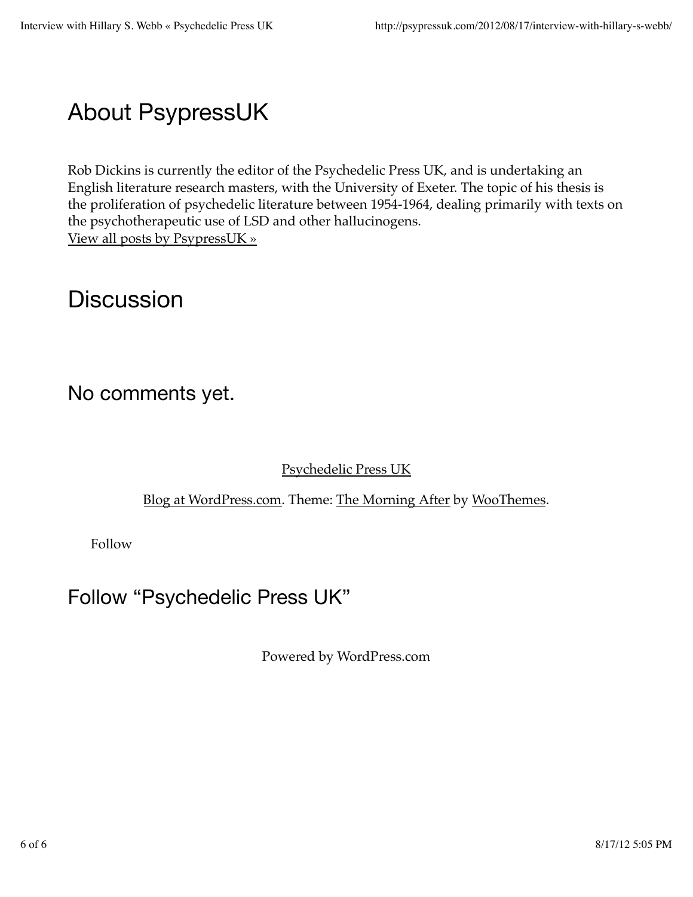## About PsypressUK

Rob Dickins is currently the editor of the Psychedelic Press UK, and is undertaking an English literature research masters, with the University of Exeter. The topic of his thesis is the proliferation of psychedelic literature between 1954-1964, dealing primarily with texts on the psychotherapeutic use of LSD and other hallucinogens.
View all posts by PsypressUK »

## Discussion

### No comments yet.

Psychedelic Press UK

Blog at WordPress.com. Theme: The Morning After by WooThemes.

Follow

## Follow "Psychedelic Press UK"

Powered by WordPress.com